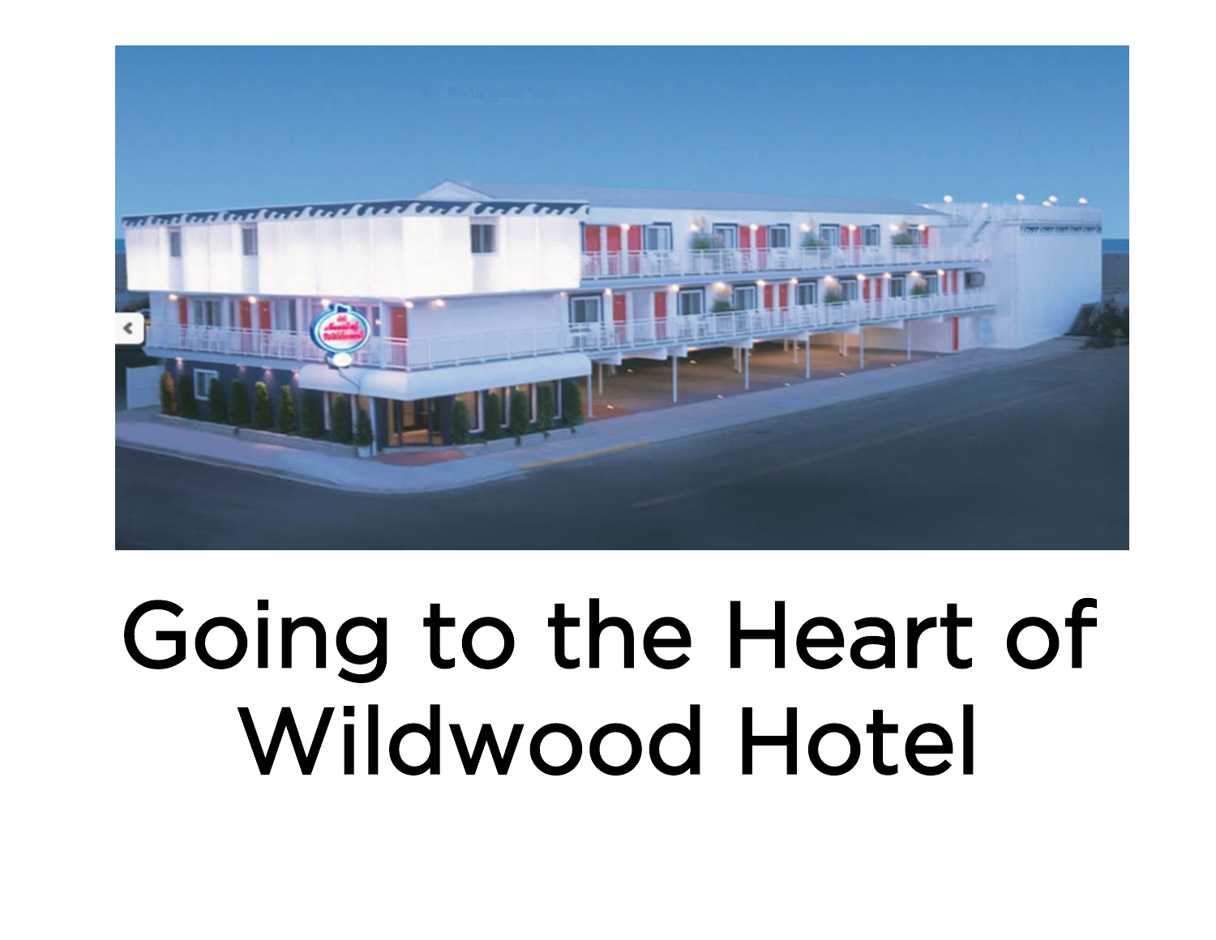# Going to the Heart of Wildwood Hotel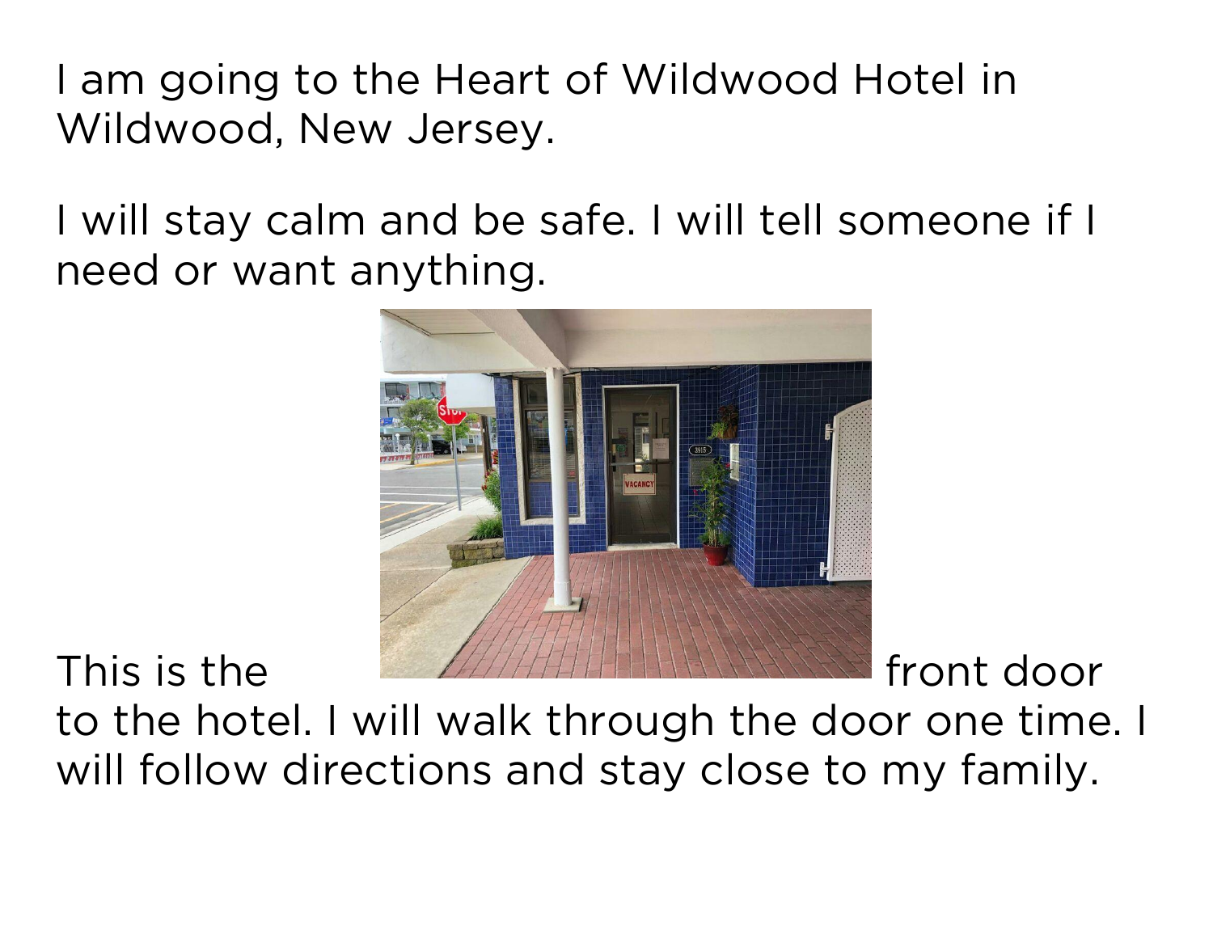I am going to the Heart of Wildwood Hotel in Wildwood, New Jersey.

I will stay calm and be safe. I will tell someone if I need or want anything.

This is the front door to the hotel. I will walk through the door one time. I will follow directions and stay close to my family.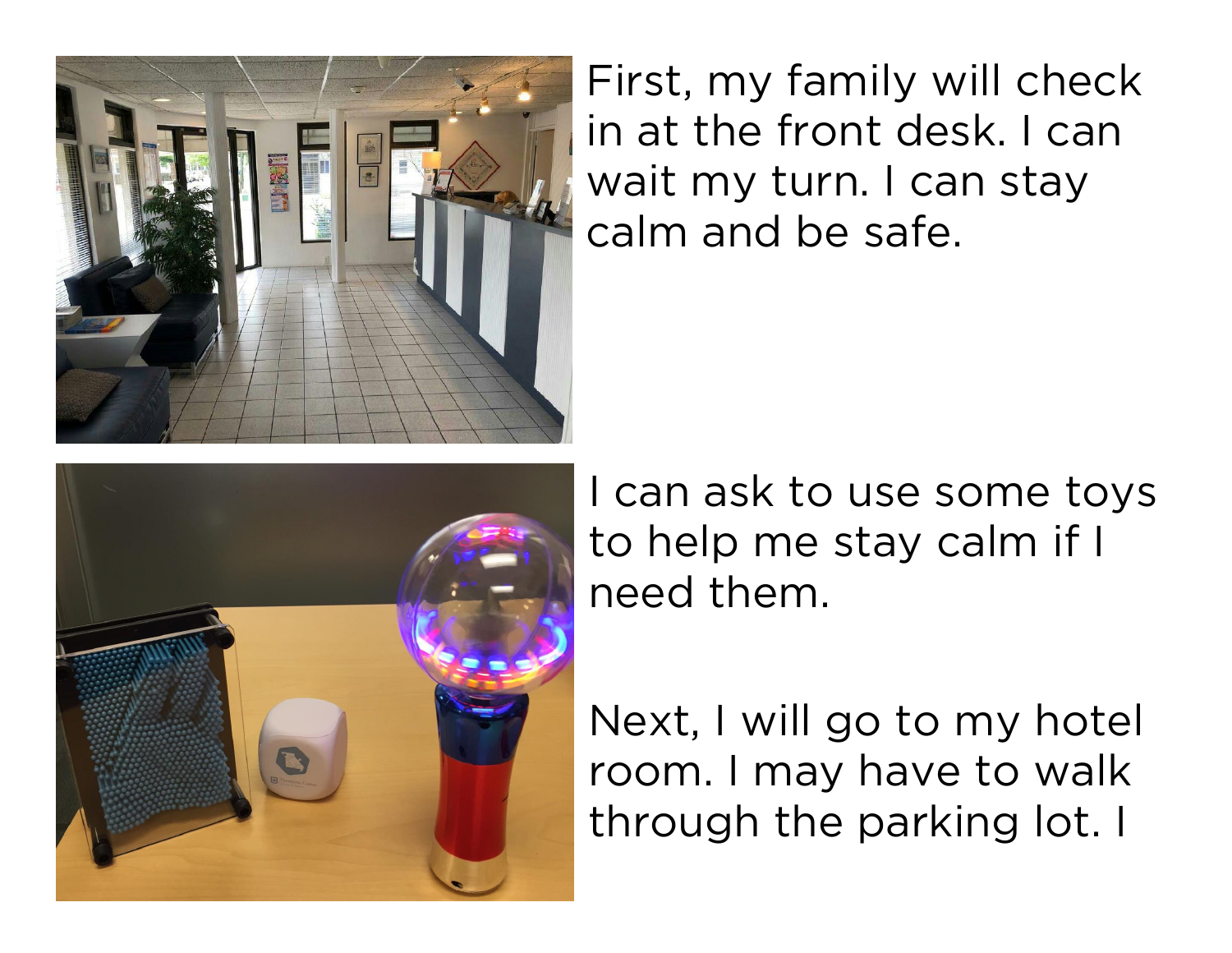First, my family will check in at the front desk. I can wait my turn. I can stay calm and be safe.

I can ask to use some toys to help me stay calm if I need them.

Next, I will go to my hotel room. I may have to walk through the parking lot. I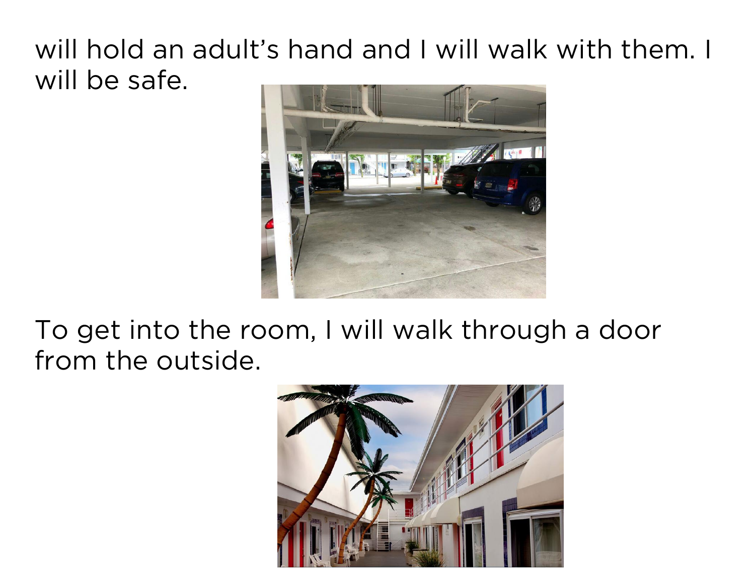will hold an adult's hand and I will walk with them. I will be safe.

To get into the room, I will walk through a door from the outside.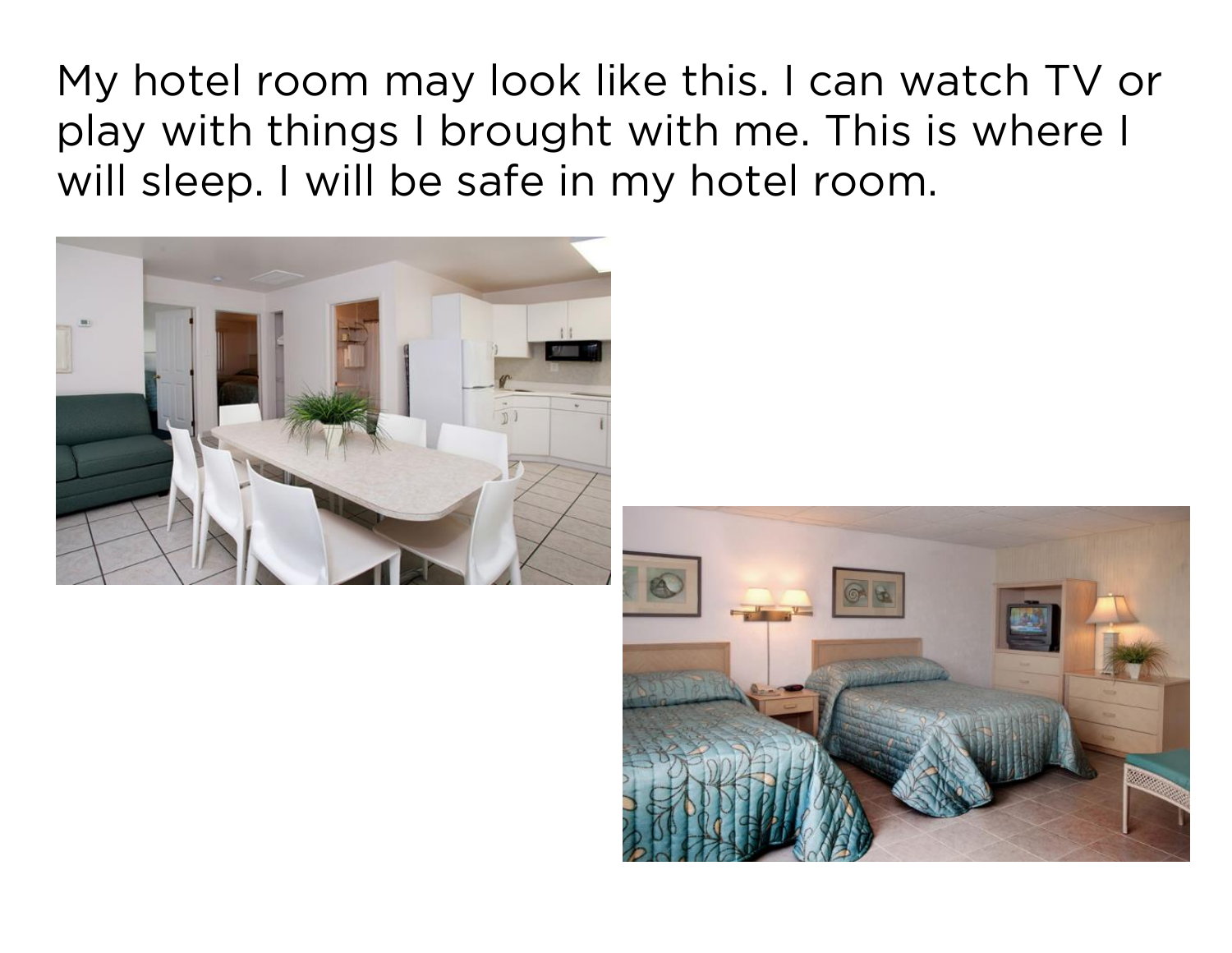My hotel room may look like this. I can watch TV or play with things I brought with me. This is where I will sleep. I will be safe in my hotel room.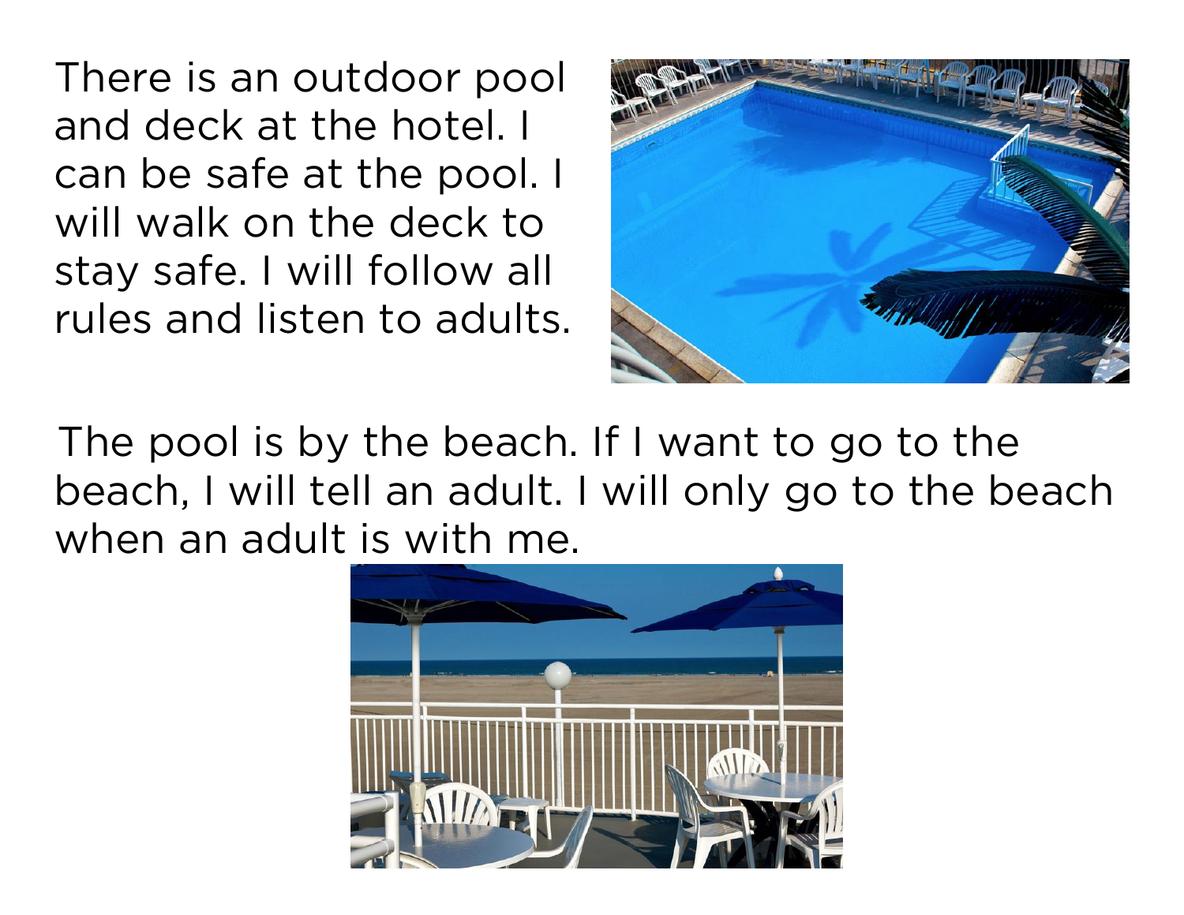There is an outdoor pool and deck at the hotel. I can be safe at the pool. I will walk on the deck to stay safe. I will follow all rules and listen to adults.

The pool is by the beach. If I want to go to the beach, I will tell an adult. I will only go to the beach when an adult is with me.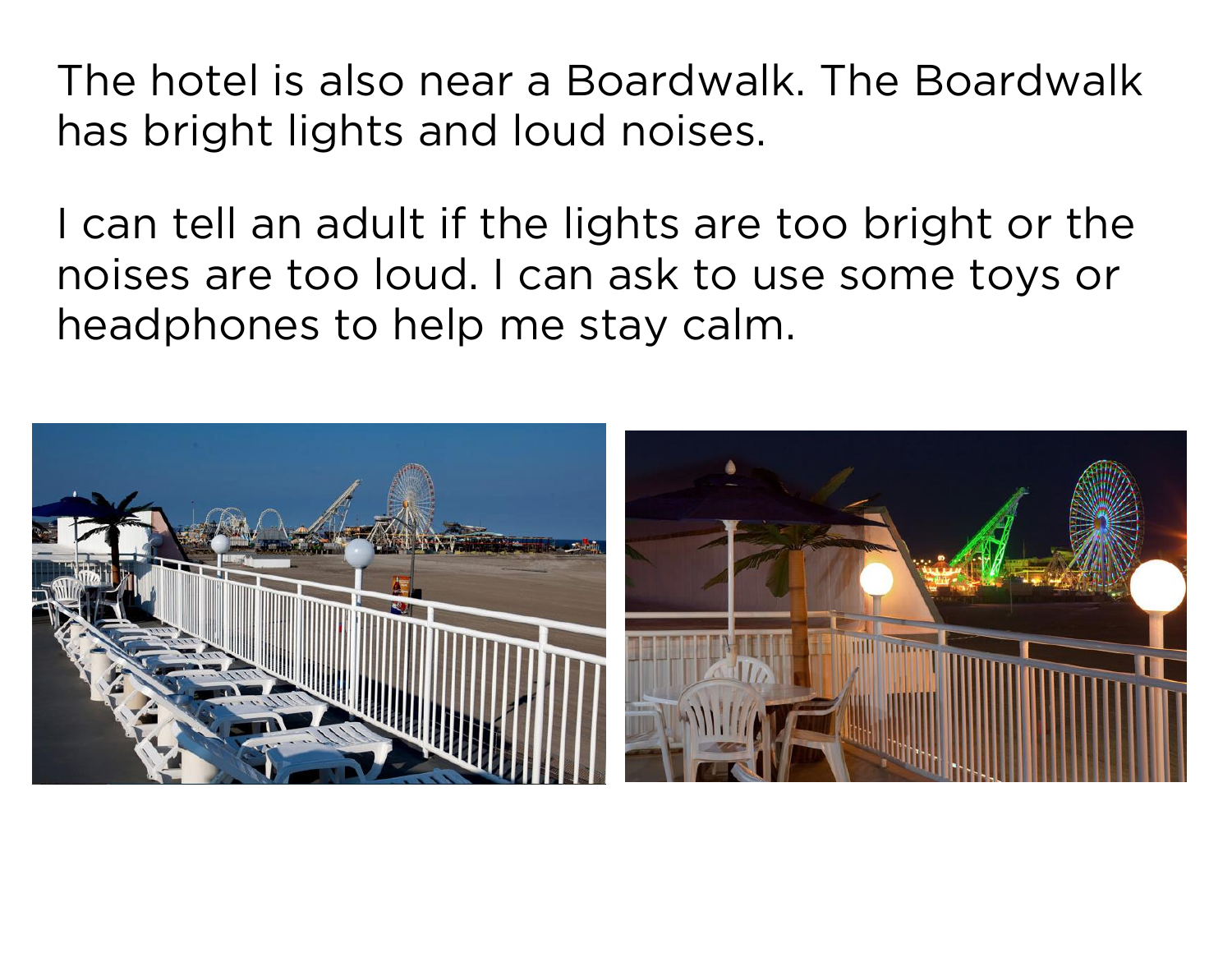The hotel is also near a Boardwalk. The Boardwalk has bright lights and loud noises.

I can tell an adult if the lights are too bright or the noises are too loud. I can ask to use some toys or headphones to help me stay calm.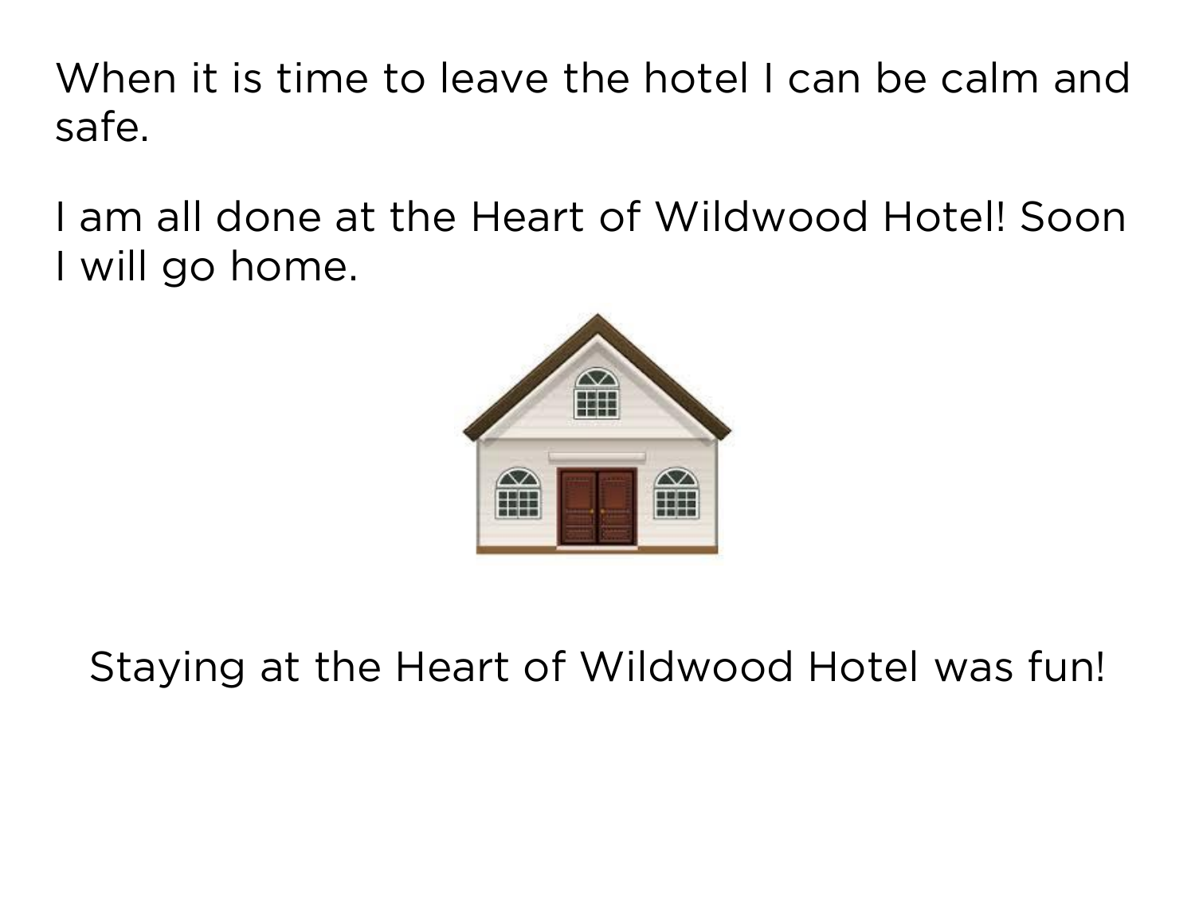When it is time to leave the hotel I can be calm and safe.

I am all done at the Heart of Wildwood Hotel! Soon I will go home.

Staying at the Heart of Wildwood Hotel was fun!